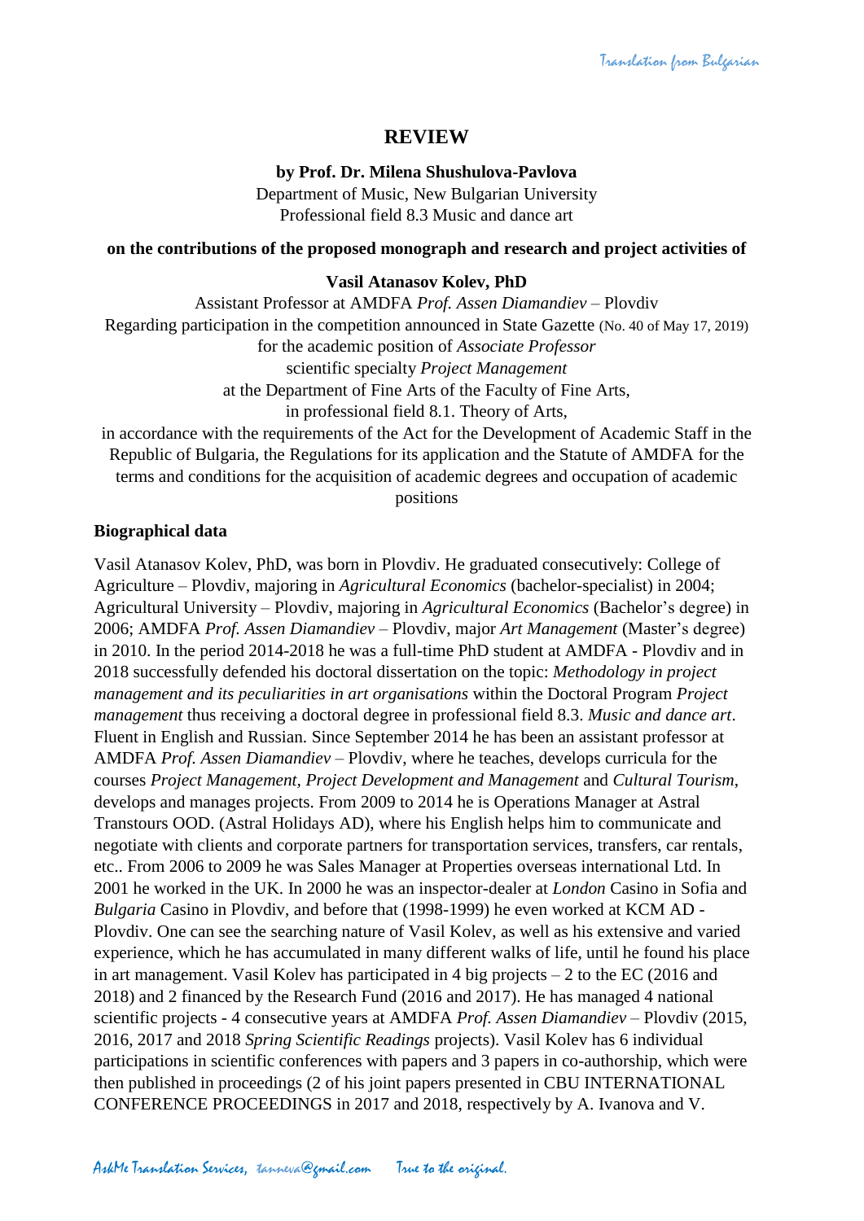# REVIEW

**by Prof. Dr. Milena Shushulova-Pavlova**

Department of Music, New Bulgarian University
Professional field 8.3 Music and dance art

**on the contributions of the proposed monograph and research and project activities of**

**Vasil Atanasov Kolev, PhD**

Assistant Professor at AMDFA *Prof. Assen Diamandiev* – Plovdiv
Regarding participation in the competition announced in State Gazette (No. 40 of May 17, 2019)
for the academic position of *Associate Professor*
scientific specialty *Project Management*
at the Department of Fine Arts of the Faculty of Fine Arts,
in professional field 8.1. Theory of Arts,
in accordance with the requirements of the Act for the Development of Academic Staff in the Republic of Bulgaria, the Regulations for its application and the Statute of AMDFA for the terms and conditions for the acquisition of academic degrees and occupation of academic positions

## Biographical data

Vasil Atanasov Kolev, PhD, was born in Plovdiv. He graduated consecutively: College of Agriculture – Plovdiv, majoring in *Agricultural Economics* (bachelor-specialist) in 2004; Agricultural University – Plovdiv, majoring in *Agricultural Economics* (Bachelor's degree) in 2006; AMDFA *Prof. Assen Diamandiev* – Plovdiv, major *Art Management* (Master's degree) in 2010. In the period 2014-2018 he was a full-time PhD student at AMDFA - Plovdiv and in 2018 successfully defended his doctoral dissertation on the topic: *Methodology in project management and its peculiarities in art organisations* within the Doctoral Program *Project management* thus receiving a doctoral degree in professional field 8.3. *Music and dance art*. Fluent in English and Russian. Since September 2014 he has been an assistant professor at AMDFA *Prof. Assen Diamandiev* – Plovdiv, where he teaches, develops curricula for the courses *Project Management, Project Development and Management* and *Cultural Tourism*, develops and manages projects. From 2009 to 2014 he is Operations Manager at Astral Transtours OOD. (Astral Holidays AD), where his English helps him to communicate and negotiate with clients and corporate partners for transportation services, transfers, car rentals, etc.. From 2006 to 2009 he was Sales Manager at Properties overseas international Ltd. In 2001 he worked in the UK. In 2000 he was an inspector-dealer at *London* Casino in Sofia and *Bulgaria* Casino in Plovdiv, and before that (1998-1999) he even worked at KCM AD - Plovdiv. One can see the searching nature of Vasil Kolev, as well as his extensive and varied experience, which he has accumulated in many different walks of life, until he found his place in art management. Vasil Kolev has participated in 4 big projects – 2 to the EC (2016 and 2018) and 2 financed by the Research Fund (2016 and 2017). He has managed 4 national scientific projects - 4 consecutive years at AMDFA *Prof. Assen Diamandiev* – Plovdiv (2015, 2016, 2017 and 2018 *Spring Scientific Readings* projects). Vasil Kolev has 6 individual participations in scientific conferences with papers and 3 papers in co-authorship, which were then published in proceedings (2 of his joint papers presented in CBU INTERNATIONAL CONFERENCE PROCEEDINGS in 2017 and 2018, respectively by A. Ivanova and V.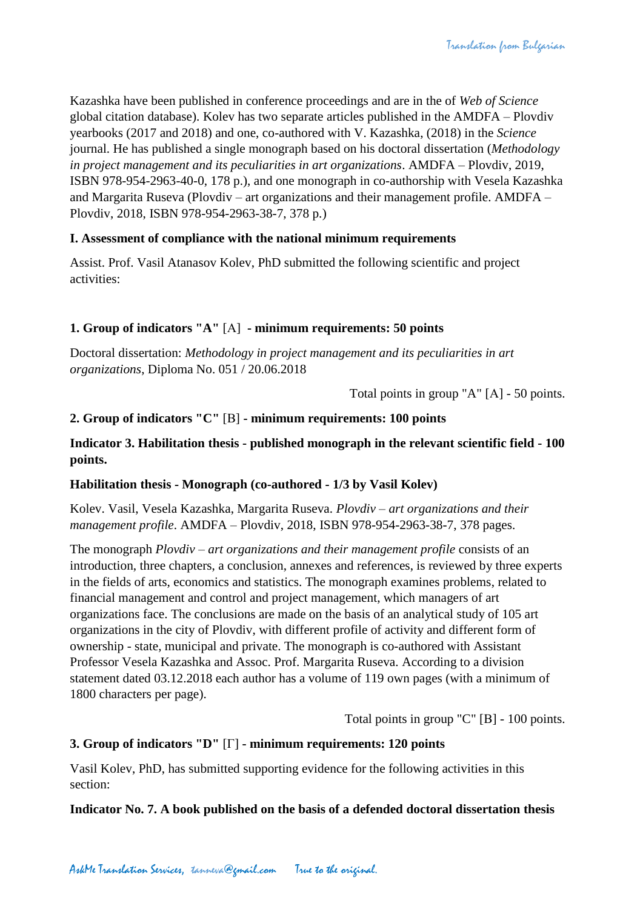Kazashka have been published in conference proceedings and are in the of *Web of Science* global citation database). Kolev has two separate articles published in the AMDFA – Plovdiv yearbooks (2017 and 2018) and one, co-authored with V. Kazashka, (2018) in the *Science* journal. He has published a single monograph based on his doctoral dissertation (*Methodology in project management and its peculiarities in art organizations*. AMDFA – Plovdiv, 2019, ISBN 978-954-2963-40-0, 178 p.), and one monograph in co-authorship with Vesela Kazashka and Margarita Ruseva (Plovdiv – art organizations and their management profile. AMDFA – Plovdiv, 2018, ISBN 978-954-2963-38-7, 378 p.)

**I. Assessment of compliance with the national minimum requirements**

Assist. Prof. Vasil Atanasov Kolev, PhD submitted the following scientific and project activities:

**1. Group of indicators "A"** [A] **- minimum requirements: 50 points**

Doctoral dissertation: *Methodology in project management and its peculiarities in art organizations*, Diploma No. 051 / 20.06.2018

Total points in group "A" [A] - 50 points.

**2. Group of indicators "C"** [B] **- minimum requirements: 100 points**

**Indicator 3. Habilitation thesis - published monograph in the relevant scientific field - 100 points.**

**Habilitation thesis - Monograph (co-authored - 1/3 by Vasil Kolev)**

Kolev. Vasil, Vesela Kazashka, Margarita Ruseva. *Plovdiv – art organizations and their management profile*. AMDFA – Plovdiv, 2018, ISBN 978-954-2963-38-7, 378 pages.

The monograph *Plovdiv – art organizations and their management profile* consists of an introduction, three chapters, a conclusion, annexes and references, is reviewed by three experts in the fields of arts, economics and statistics. The monograph examines problems, related to financial management and control and project management, which managers of art organizations face. The conclusions are made on the basis of an analytical study of 105 art organizations in the city of Plovdiv, with different profile of activity and different form of ownership - state, municipal and private. The monograph is co-authored with Assistant Professor Vesela Kazashka and Assoc. Prof. Margarita Ruseva. According to a division statement dated 03.12.2018 each author has a volume of 119 own pages (with a minimum of 1800 characters per page).

Total points in group "C" [B] - 100 points.

**3. Group of indicators "D"** [Г] **- minimum requirements: 120 points**

Vasil Kolev, PhD, has submitted supporting evidence for the following activities in this section:

**Indicator No. 7. A book published on the basis of a defended doctoral dissertation thesis**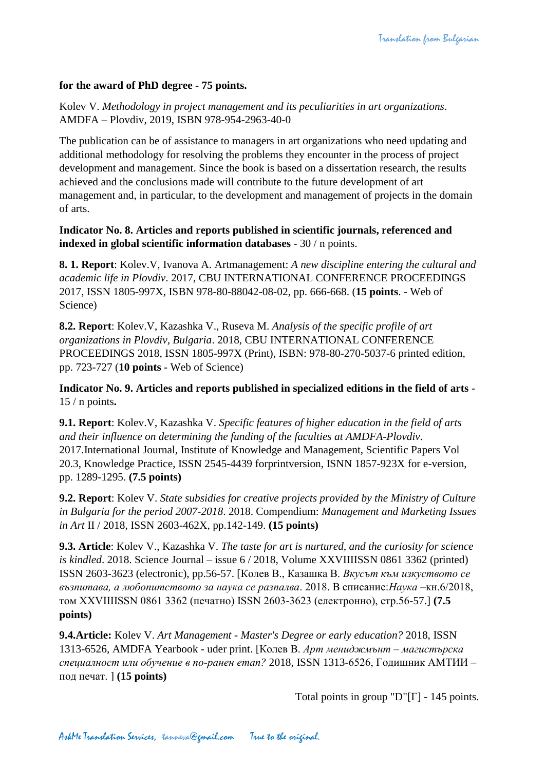**for the award of PhD degree - 75 points.**

Kolev V. *Methodology in project management and its peculiarities in art organizations*. AMDFA – Plovdiv, 2019, ISBN 978-954-2963-40-0

The publication can be of assistance to managers in art organizations who need updating and additional methodology for resolving the problems they encounter in the process of project development and management. Since the book is based on a dissertation research, the results achieved and the conclusions made will contribute to the future development of art management and, in particular, to the development and management of projects in the domain of arts.

**Indicator No. 8. Articles and reports published in scientific journals, referenced and indexed in global scientific information databases** - 30 / n points.

**8. 1. Report**: Kolev.V, Ivanova A. Artmanagement: *A new discipline entering the cultural and academic life in Plovdiv*. 2017, CBU INTERNATIONAL CONFERENCE PROCEEDINGS 2017, ISSN 1805-997X, ISBN 978-80-88042-08-02, pp. 666-668. (**15 points**. - Web of Science)

**8.2. Report**: Kolev.V, Kazashka V., Ruseva M. *Analysis of the specific profile of art organizations in Plovdiv, Bulgaria*. 2018, CBU INTERNATIONAL CONFERENCE PROCEEDINGS 2018, ISSN 1805-997X (Print), ISBN: 978-80-270-5037-6 printed edition, pp. 723-727 (**10 points** - Web of Science)

**Indicator No. 9. Articles and reports published in specialized editions in the field of arts** - 15 / n points**.**

**9.1. Report**: Kolev.V, Kazashka V. *Specific features of higher education in the field of arts and their influence on determining the funding of the faculties at AMDFA-Plovdiv*. 2017.International Journal, Institute of Knowledge and Management, Scientific Papers Vol 20.3, Knowledge Practice, ISSN 2545-4439 forprintversion, ISNN 1857-923X for e-version, pp. 1289-1295. **(7.5 points)**

**9.2. Report**: Kolev V. *State subsidies for creative projects provided by the Ministry of Culture in Bulgaria for the period 2007-2018*. 2018. Compendium: *Management and Marketing Issues in Art* II / 2018, ISSN 2603-462X, pp.142-149. **(15 points)**

**9.3. Article**: Kolev V., Kazashka V. *The taste for art is nurtured, and the curiosity for science is kindled*. 2018. Science Journal – issue 6 / 2018, Volume XXVIIIISSN 0861 3362 (printed) ISSN 2603-3623 (electronic), pp.56-57. [Колев В., Казашка В. *Вкусът към изкуството се възпитава, а любопитството за наука се разпалва*. 2018. В списание:*Наука* –кн.6/2018, том XXVIIIISSN 0861 3362 (печатно) ISSN 2603-3623 (електронно), стр.56-57.] **(7.5 points)**

**9.4.Article:** Kolev V. *Art Management - Master's Degree or early education?* 2018, ISSN 1313-6526, AMDFA Yearbook - uder print. [Колев В. *Арт мениджмънт – магистърска специалност или обучение в по-ранен етап?* 2018, ISSN 1313-6526, Годишник АМТИИ – под печат. ] **(15 points)**

Total points in group "D"[Г] - 145 points.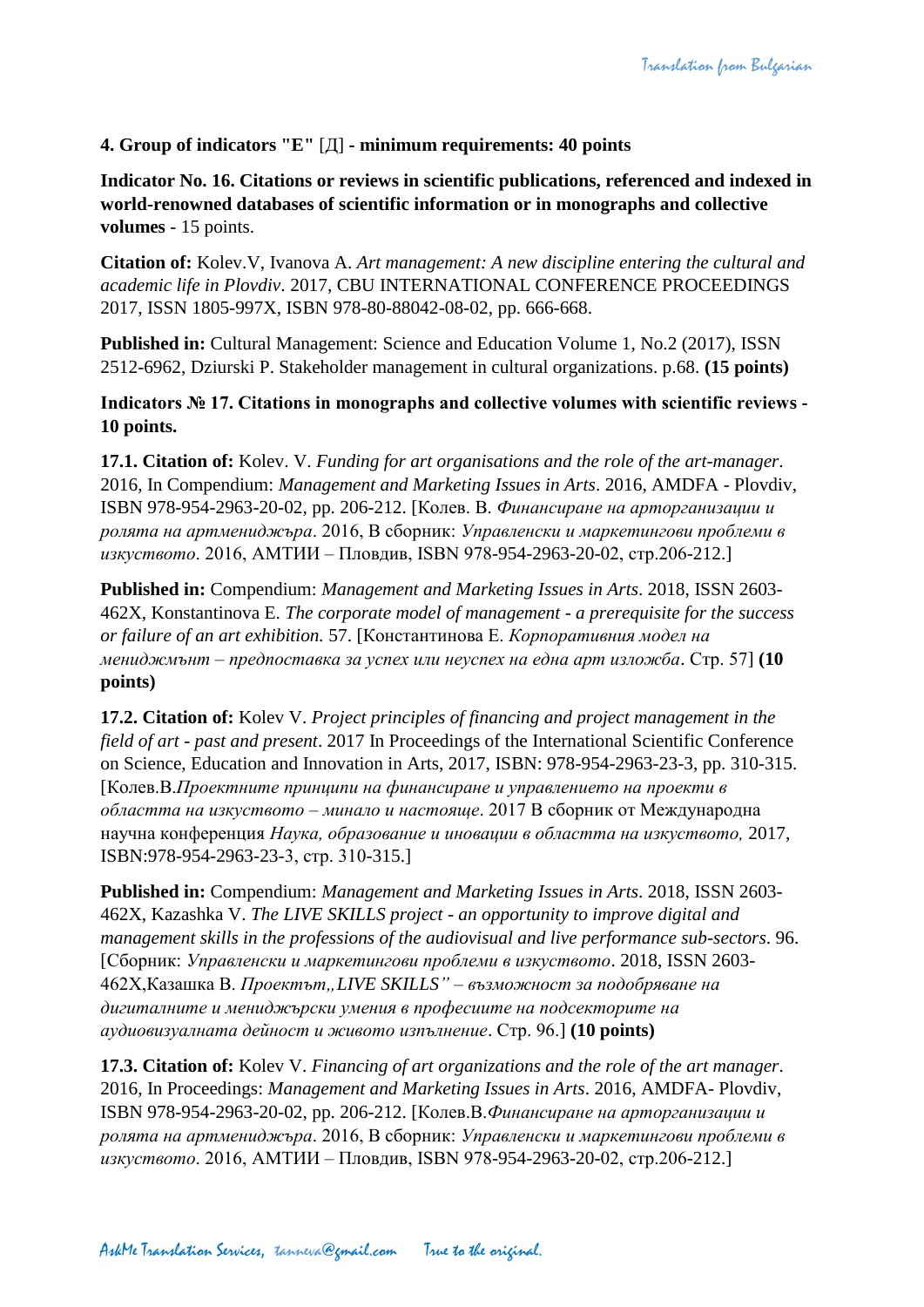**4. Group of indicators "E"** [Д] **- minimum requirements: 40 points**

**Indicator No. 16. Citations or reviews in scientific publications, referenced and indexed in world-renowned databases of scientific information or in monographs and collective volumes** - 15 points.

**Citation of:** Kolev.V, Ivanova A. *Art management: A new discipline entering the cultural and academic life in Plovdiv*. 2017, CBU INTERNATIONAL CONFERENCE PROCEEDINGS 2017, ISSN 1805-997X, ISBN 978-80-88042-08-02, pp. 666-668.

**Published in:** Cultural Management: Science and Education Volume 1, No.2 (2017), ISSN 2512-6962, Dziurski P. Stakeholder management in cultural organizations. p.68. **(15 points)**

**Indicators № 17. Citations in monographs and collective volumes with scientific reviews - 10 points.**

**17.1. Citation of:** Kolev. V. *Funding for art organisations and the role of the art-manager*. 2016, In Compendium: *Management and Marketing Issues in Arts*. 2016, AMDFA - Plovdiv, ISBN 978-954-2963-20-02, pp. 206-212. [Колев. В. *Финансиране на арторганизации и ролята на артмениджъра*. 2016, В сборник: *Управленски и маркетингови проблеми в изкуството*. 2016, АМТИИ – Пловдив, ISBN 978-954-2963-20-02, стр.206-212.]

**Published in:** Compendium: *Management and Marketing Issues in Arts*. 2018, ISSN 2603-462X, Konstantinova E. *The corporate model of management - a prerequisite for the success or failure of an art exhibition.* 57. [Константинова Е. *Корпоративния модел на мениджмънт – предпоставка за успех или неуспех на една арт изложба*. Стр. 57] **(10 points)**

**17.2. Citation of:** Kolev V. *Project principles of financing and project management in the field of art - past and present*. 2017 In Proceedings of the International Scientific Conference on Science, Education and Innovation in Arts, 2017, ISBN: 978-954-2963-23-3, pp. 310-315. [Колев.В.*Проектните принципи на финансиране и управлението на проекти в областта на изкуството – минало и настояще*. 2017 В сборник от Международна научна конференция *Наука, образование и иновации в областта на изкуството,* 2017, ISBN:978-954-2963-23-3, стр. 310-315.]

**Published in:** Compendium: *Management and Marketing Issues in Arts*. 2018, ISSN 2603-462X, Kazashka V. *The LIVE SKILLS project - an opportunity to improve digital and management skills in the professions of the audiovisual and live performance sub-sectors*. 96. [Сборник: *Управленски и маркетингови проблеми в изкуството*. 2018, ISSN 2603-462X,Казашка В. *Проектът,,LIVE SKILLS" – възможност за подобряване на дигиталните и мениджърски умения в професиите на подсекторите на аудиовизуалната дейност и живото изпълнение*. Стр. 96.] **(10 points)**

**17.3. Citation of:** Kolev V. *Financing of art organizations and the role of the art manager*. 2016, In Proceedings: *Management and Marketing Issues in Arts*. 2016, AMDFA- Plovdiv, ISBN 978-954-2963-20-02, pp. 206-212. [Колев.В.*Финансиране на арторганизации и ролята на артмениджъра*. 2016, В сборник: *Управленски и маркетингови проблеми в изкуството*. 2016, АМТИИ – Пловдив, ISBN 978-954-2963-20-02, стр.206-212.]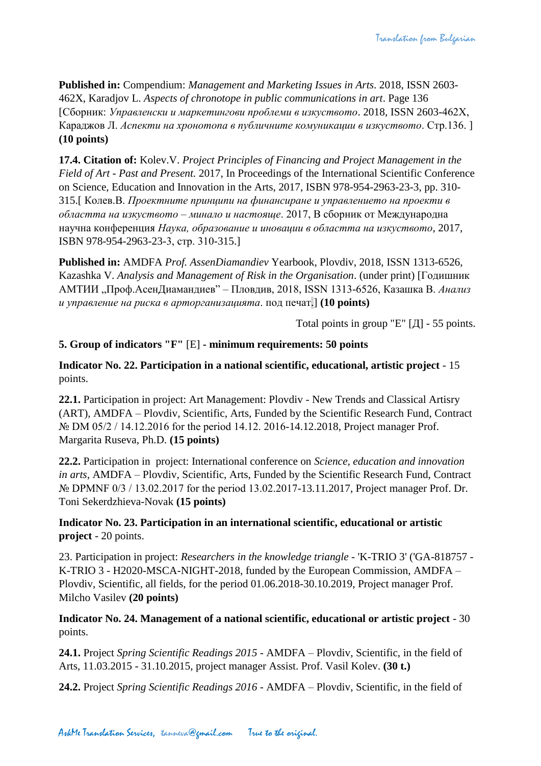**Published in:** Compendium: *Management and Marketing Issues in Arts*. 2018, ISSN 2603-462X, Karadjov L. *Aspects of chronotope in public communications in art*. Page 136 [Сборник: *Управленски и маркетингови проблеми в изкуството*. 2018, ISSN 2603-462X, Караджов Л. *Аспекти на хронотопа в публичните комуникации в изкуството*. Стр.136. ] **(10 points)**

**17.4. Citation of:** Kolev.V. *Project Principles of Financing and Project Management in the Field of Art - Past and Present.* 2017, In Proceedings of the International Scientific Conference on Science, Education and Innovation in the Arts, 2017, ISBN 978-954-2963-23-3, pp. 310-315.[ Колев.В. *Проектните принципи на финансиране и управлението на проекти в областта на изкуството – минало и настояще*. 2017, В сборник от Международна научна конференция *Наука, образование и иновации в областта на изкуството*, 2017, ISBN 978-954-2963-23-3, стр. 310-315.]

**Published in:** AMDFA *Prof. AssenDiamandiev* Yearbook, Plovdiv, 2018, ISSN 1313-6526, Kazashka V. *Analysis and Management of Risk in the Organisation*. (under print) [Годишник АМТИИ „Проф.АсенДиамандиев" – Пловдив, 2018, ISSN 1313-6526, Казашка В. *Анализ и управление на риска в арторганизацията*. под печат.] **(10 points)**

Total points in group "E" [Д] - 55 points.

**5. Group of indicators "F"** [E] **- minimum requirements: 50 points**

**Indicator No. 22. Participation in a national scientific, educational, artistic project** - 15 points.

**22.1.** Participation in project: Art Management: Plovdiv - New Trends and Classical Artisry (ART), AMDFA – Plovdiv, Scientific, Arts, Funded by the Scientific Research Fund, Contract № DM 05/2 / 14.12.2016 for the period 14.12. 2016-14.12.2018, Project manager Prof. Margarita Ruseva, Ph.D. **(15 points)**

**22.2.** Participation in project: International conference on *Science, education and innovation in arts*, AMDFA – Plovdiv, Scientific, Arts, Funded by the Scientific Research Fund, Contract № DPMNF 0/3 / 13.02.2017 for the period 13.02.2017-13.11.2017, Project manager Prof. Dr. Toni Sekerdzhieva-Novak **(15 points)**

**Indicator No. 23. Participation in an international scientific, educational or artistic project** - 20 points.

23. Participation in project: *Researchers in the knowledge triangle* - 'K-TRIO 3' ('GA-818757 - K-TRIO 3 - H2020-MSCA-NIGHT-2018, funded by the European Commission, AMDFA – Plovdiv, Scientific, all fields, for the period 01.06.2018-30.10.2019, Project manager Prof. Milcho Vasilev **(20 points)**

**Indicator No. 24. Management of a national scientific, educational or artistic project** - 30 points.

**24.1.** Project *Spring Scientific Readings 2015* - AMDFA – Plovdiv, Scientific, in the field of Arts, 11.03.2015 - 31.10.2015, project manager Assist. Prof. Vasil Kolev. **(30 t.)**

**24.2.** Project *Spring Scientific Readings 2016* - AMDFA – Plovdiv, Scientific, in the field of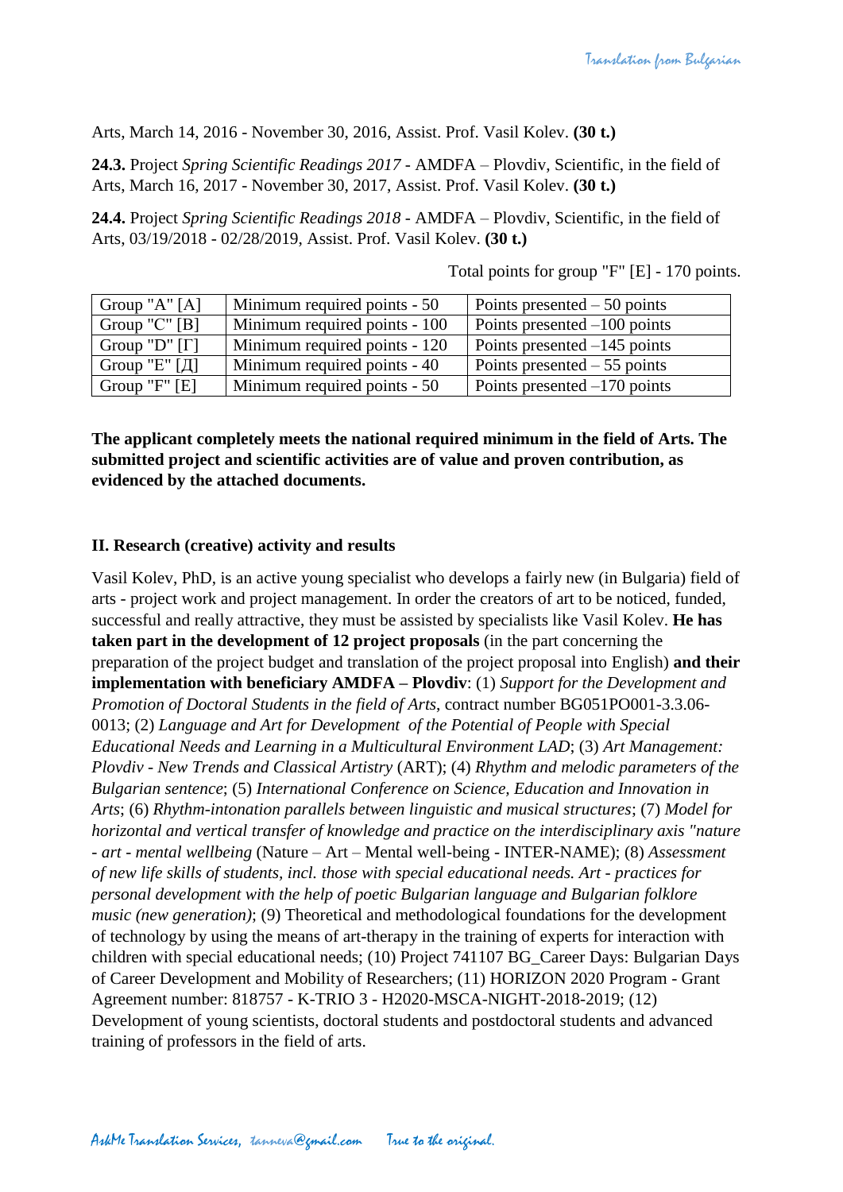Arts, March 14, 2016 - November 30, 2016, Assist. Prof. Vasil Kolev. **(30 t.)**

**24.3.** Project *Spring Scientific Readings 2017* - AMDFA – Plovdiv, Scientific, in the field of Arts, March 16, 2017 - November 30, 2017, Assist. Prof. Vasil Kolev. **(30 t.)**

**24.4.** Project *Spring Scientific Readings 2018* - AMDFA – Plovdiv, Scientific, in the field of Arts, 03/19/2018 - 02/28/2019, Assist. Prof. Vasil Kolev. **(30 t.)**

Total points for group "F" [E] - 170 points.

| | | |
|---|---|---|
| Group "A" [A] | Minimum required points - 50 | Points presented – 50 points |
| Group "C" [B] | Minimum required points - 100 | Points presented –100 points |
| Group "D" [Г] | Minimum required points - 120 | Points presented –145 points |
| Group "E" [Д] | Minimum required points - 40 | Points presented – 55 points |
| Group "F" [E] | Minimum required points - 50 | Points presented –170 points |

**The applicant completely meets the national required minimum in the field of Arts. The submitted project and scientific activities are of value and proven contribution, as evidenced by the attached documents.**

**II. Research (creative) activity and results**

Vasil Kolev, PhD, is an active young specialist who develops a fairly new (in Bulgaria) field of arts - project work and project management. In order the creators of art to be noticed, funded, successful and really attractive, they must be assisted by specialists like Vasil Kolev. **He has taken part in the development of 12 project proposals** (in the part concerning the preparation of the project budget and translation of the project proposal into English) **and their implementation with beneficiary AMDFA – Plovdiv**: (1) *Support for the Development and Promotion of Doctoral Students in the field of Arts*, contract number BG051PO001-3.3.06-0013; (2) *Language and Art for Development of the Potential of People with Special Educational Needs and Learning in a Multicultural Environment LAD*; (3) *Art Management: Plovdiv - New Trends and Classical Artistry* (ART); (4) *Rhythm and melodic parameters of the Bulgarian sentence*; (5) *International Conference on Science, Education and Innovation in Arts*; (6) *Rhythm-intonation parallels between linguistic and musical structures*; (7) *Model for horizontal and vertical transfer of knowledge and practice on the interdisciplinary axis "nature - art - mental wellbeing* (Nature – Art – Mental well-being - INTER-NAME); (8) *Assessment of new life skills of students, incl. those with special educational needs. Art - practices for personal development with the help of poetic Bulgarian language and Bulgarian folklore music (new generation)*; (9) Theoretical and methodological foundations for the development of technology by using the means of art-therapy in the training of experts for interaction with children with special educational needs; (10) Project 741107 BG_Career Days: Bulgarian Days of Career Development and Mobility of Researchers; (11) HORIZON 2020 Program - Grant Agreement number: 818757 - K-TRIO 3 - H2020-MSCA-NIGHT-2018-2019; (12) Development of young scientists, doctoral students and postdoctoral students and advanced training of professors in the field of arts.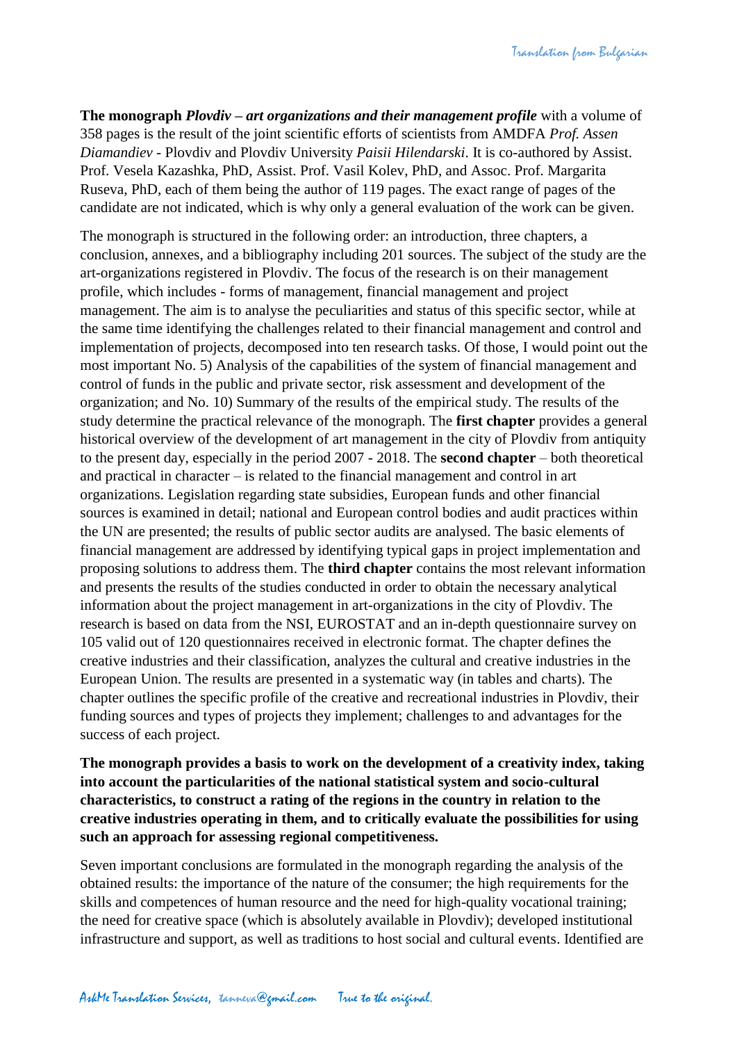**The monograph *Plovdiv – art organizations and their management profile*** with a volume of 358 pages is the result of the joint scientific efforts of scientists from AMDFA *Prof. Assen Diamandiev* - Plovdiv and Plovdiv University *Paisii Hilendarski*. It is co-authored by Assist. Prof. Vesela Kazashka, PhD, Assist. Prof. Vasil Kolev, PhD, and Assoc. Prof. Margarita Ruseva, PhD, each of them being the author of 119 pages. The exact range of pages of the candidate are not indicated, which is why only a general evaluation of the work can be given.

The monograph is structured in the following order: an introduction, three chapters, a conclusion, annexes, and a bibliography including 201 sources. The subject of the study are the art-organizations registered in Plovdiv. The focus of the research is on their management profile, which includes - forms of management, financial management and project management. The aim is to analyse the peculiarities and status of this specific sector, while at the same time identifying the challenges related to their financial management and control and implementation of projects, decomposed into ten research tasks. Of those, I would point out the most important No. 5) Analysis of the capabilities of the system of financial management and control of funds in the public and private sector, risk assessment and development of the organization; and No. 10) Summary of the results of the empirical study. The results of the study determine the practical relevance of the monograph. The **first chapter** provides a general historical overview of the development of art management in the city of Plovdiv from antiquity to the present day, especially in the period 2007 - 2018. The **second chapter** – both theoretical and practical in character – is related to the financial management and control in art organizations. Legislation regarding state subsidies, European funds and other financial sources is examined in detail; national and European control bodies and audit practices within the UN are presented; the results of public sector audits are analysed. The basic elements of financial management are addressed by identifying typical gaps in project implementation and proposing solutions to address them. The **third chapter** contains the most relevant information and presents the results of the studies conducted in order to obtain the necessary analytical information about the project management in art-organizations in the city of Plovdiv. The research is based on data from the NSI, EUROSTAT and an in-depth questionnaire survey on 105 valid out of 120 questionnaires received in electronic format. The chapter defines the creative industries and their classification, analyzes the cultural and creative industries in the European Union. The results are presented in a systematic way (in tables and charts). The chapter outlines the specific profile of the creative and recreational industries in Plovdiv, their funding sources and types of projects they implement; challenges to and advantages for the success of each project.

**The monograph provides a basis to work on the development of a creativity index, taking into account the particularities of the national statistical system and socio-cultural characteristics, to construct a rating of the regions in the country in relation to the creative industries operating in them, and to critically evaluate the possibilities for using such an approach for assessing regional competitiveness.**

Seven important conclusions are formulated in the monograph regarding the analysis of the obtained results: the importance of the nature of the consumer; the high requirements for the skills and competences of human resource and the need for high-quality vocational training; the need for creative space (which is absolutely available in Plovdiv); developed institutional infrastructure and support, as well as traditions to host social and cultural events. Identified are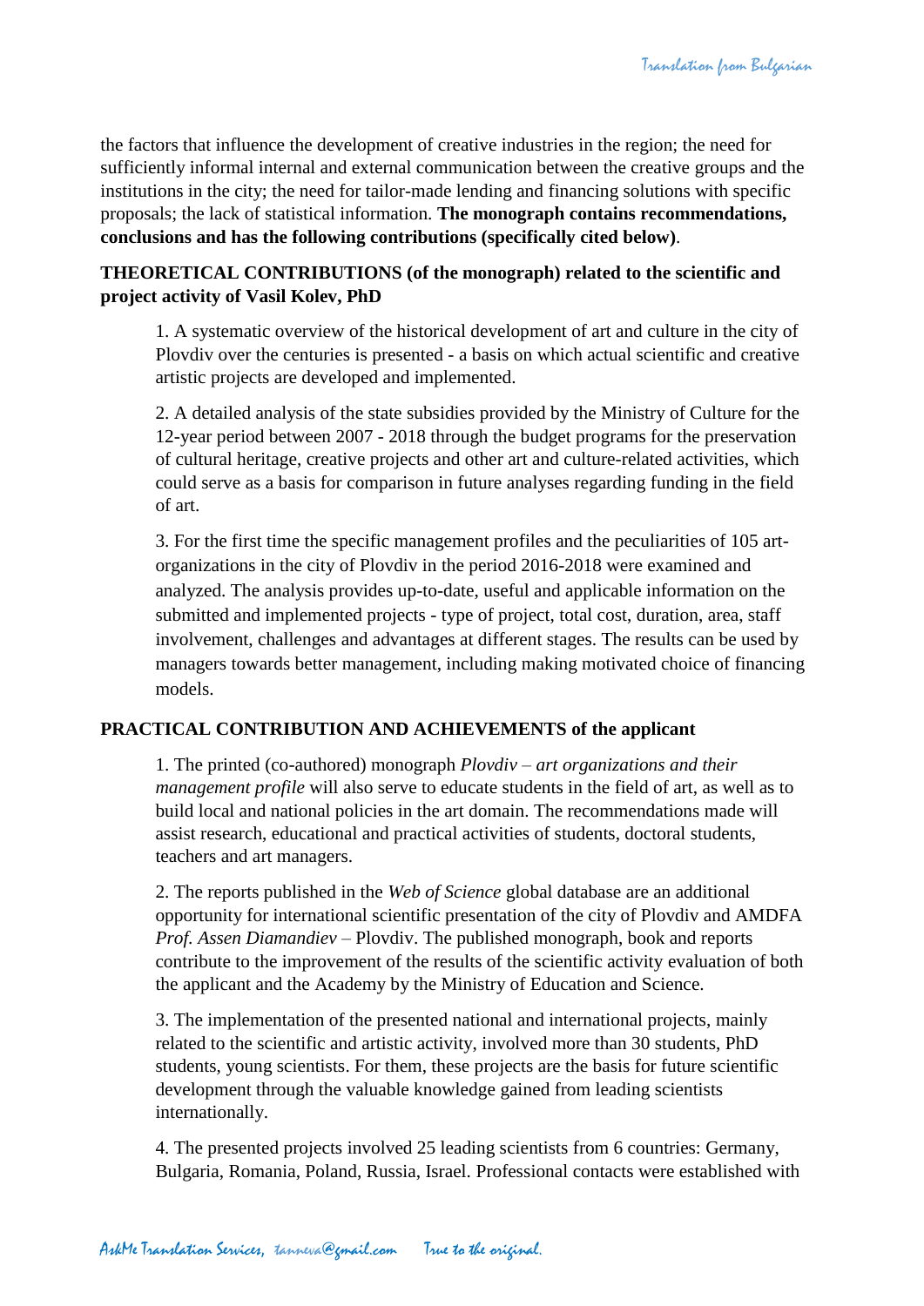the factors that influence the development of creative industries in the region; the need for sufficiently informal internal and external communication between the creative groups and the institutions in the city; the need for tailor-made lending and financing solutions with specific proposals; the lack of statistical information. **The monograph contains recommendations, conclusions and has the following contributions (specifically cited below)**.

**THEORETICAL CONTRIBUTIONS (of the monograph) related to the scientific and project activity of Vasil Kolev, PhD**

1. A systematic overview of the historical development of art and culture in the city of Plovdiv over the centuries is presented - a basis on which actual scientific and creative artistic projects are developed and implemented.

2. A detailed analysis of the state subsidies provided by the Ministry of Culture for the 12-year period between 2007 - 2018 through the budget programs for the preservation of cultural heritage, creative projects and other art and culture-related activities, which could serve as a basis for comparison in future analyses regarding funding in the field of art.

3. For the first time the specific management profiles and the peculiarities of 105 art-organizations in the city of Plovdiv in the period 2016-2018 were examined and analyzed. The analysis provides up-to-date, useful and applicable information on the submitted and implemented projects - type of project, total cost, duration, area, staff involvement, challenges and advantages at different stages. The results can be used by managers towards better management, including making motivated choice of financing models.

**PRACTICAL CONTRIBUTION AND ACHIEVEMENTS of the applicant**

1. The printed (co-authored) monograph *Plovdiv – art organizations and their management profile* will also serve to educate students in the field of art, as well as to build local and national policies in the art domain. The recommendations made will assist research, educational and practical activities of students, doctoral students, teachers and art managers.

2. The reports published in the *Web of Science* global database are an additional opportunity for international scientific presentation of the city of Plovdiv and AMDFA *Prof. Assen Diamandiev* – Plovdiv. The published monograph, book and reports contribute to the improvement of the results of the scientific activity evaluation of both the applicant and the Academy by the Ministry of Education and Science.

3. The implementation of the presented national and international projects, mainly related to the scientific and artistic activity, involved more than 30 students, PhD students, young scientists. For them, these projects are the basis for future scientific development through the valuable knowledge gained from leading scientists internationally.

4. The presented projects involved 25 leading scientists from 6 countries: Germany, Bulgaria, Romania, Poland, Russia, Israel. Professional contacts were established with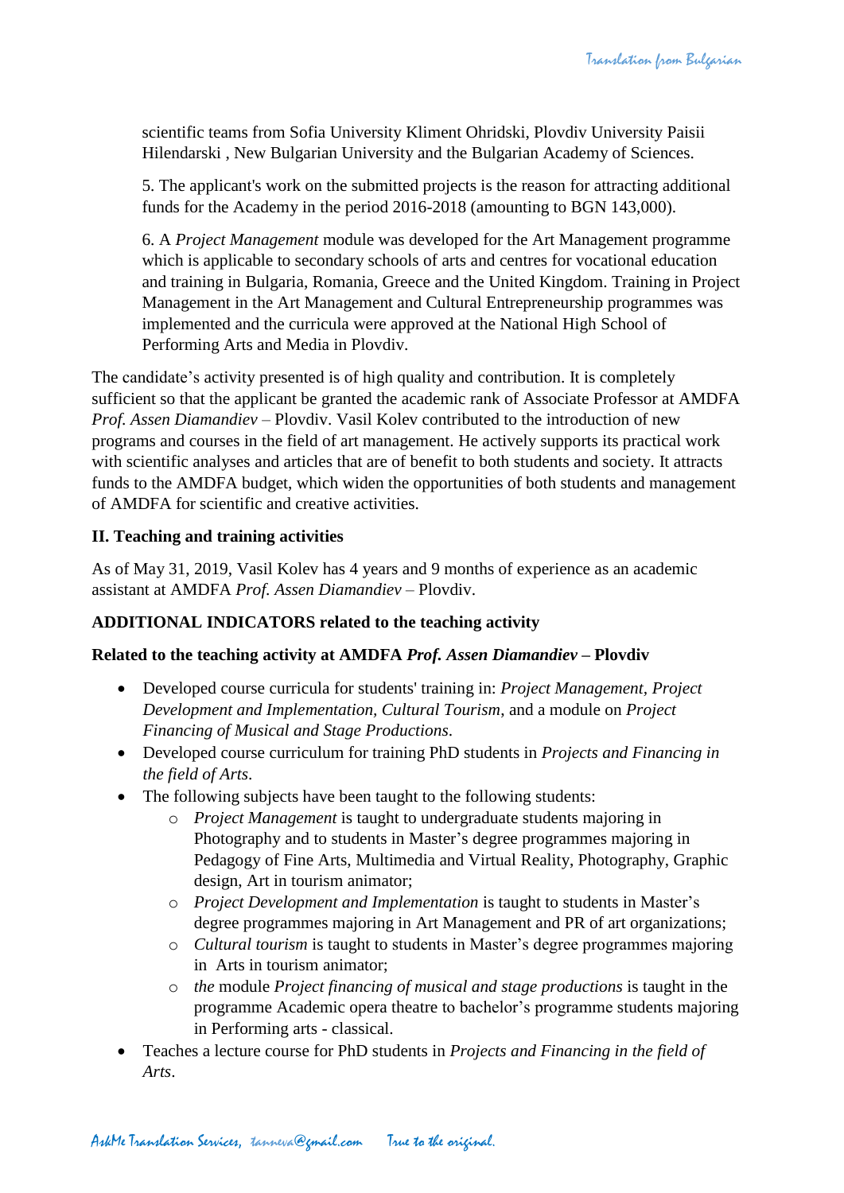scientific teams from Sofia University Kliment Ohridski, Plovdiv University Paisii Hilendarski , New Bulgarian University and the Bulgarian Academy of Sciences.

5. The applicant's work on the submitted projects is the reason for attracting additional funds for the Academy in the period 2016-2018 (amounting to BGN 143,000).

6. A *Project Management* module was developed for the Art Management programme which is applicable to secondary schools of arts and centres for vocational education and training in Bulgaria, Romania, Greece and the United Kingdom. Training in Project Management in the Art Management and Cultural Entrepreneurship programmes was implemented and the curricula were approved at the National High School of Performing Arts and Media in Plovdiv.

The candidate's activity presented is of high quality and contribution. It is completely sufficient so that the applicant be granted the academic rank of Associate Professor at AMDFA *Prof. Assen Diamandiev* – Plovdiv. Vasil Kolev contributed to the introduction of new programs and courses in the field of art management. He actively supports its practical work with scientific analyses and articles that are of benefit to both students and society. It attracts funds to the AMDFA budget, which widen the opportunities of both students and management of AMDFA for scientific and creative activities.

**II. Teaching and training activities**

As of May 31, 2019, Vasil Kolev has 4 years and 9 months of experience as an academic assistant at AMDFA *Prof. Assen Diamandiev* – Plovdiv.

**ADDITIONAL INDICATORS related to the teaching activity**

**Related to the teaching activity at AMDFA *Prof. Assen Diamandiev* – Plovdiv**

- Developed course curricula for students' training in: *Project Management*, *Project Development and Implementation*, *Cultural Tourism*, and a module on *Project Financing of Musical and Stage Productions*.
- Developed course curriculum for training PhD students in *Projects and Financing in the field of Arts*.
- The following subjects have been taught to the following students:
  - *Project Management* is taught to undergraduate students majoring in Photography and to students in Master's degree programmes majoring in Pedagogy of Fine Arts, Multimedia and Virtual Reality, Photography, Graphic design, Art in tourism animator;
  - *Project Development and Implementation* is taught to students in Master's degree programmes majoring in Art Management and PR of art organizations;
  - *Cultural tourism* is taught to students in Master's degree programmes majoring in Arts in tourism animator;
  - *the* module *Project financing of musical and stage productions* is taught in the programme Academic opera theatre to bachelor's programme students majoring in Performing arts - classical.
- Teaches a lecture course for PhD students in *Projects and Financing in the field of Arts*.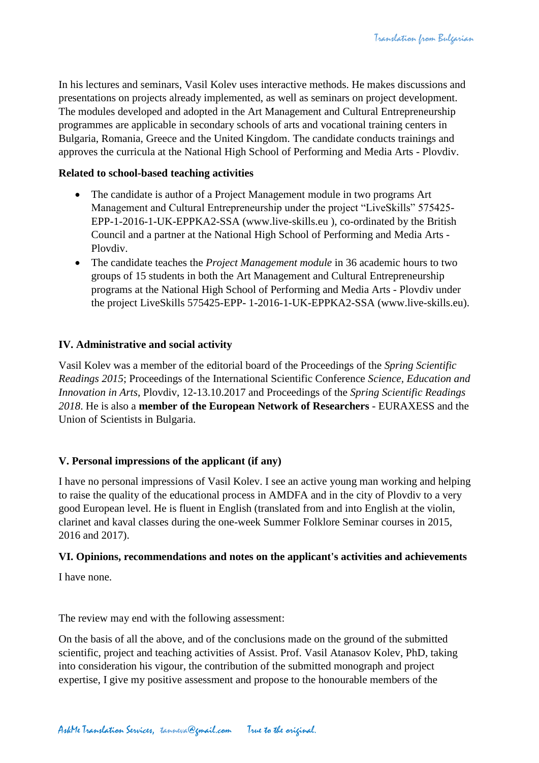In his lectures and seminars, Vasil Kolev uses interactive methods. He makes discussions and presentations on projects already implemented, as well as seminars on project development. The modules developed and adopted in the Art Management and Cultural Entrepreneurship programmes are applicable in secondary schools of arts and vocational training centers in Bulgaria, Romania, Greece and the United Kingdom. The candidate conducts trainings and approves the curricula at the National High School of Performing and Media Arts - Plovdiv.

**Related to school-based teaching activities**

- The candidate is author of a Project Management module in two programs Art Management and Cultural Entrepreneurship under the project "LiveSkills" 575425-EPP-1-2016-1-UK-EPPKA2-SSA (www.live-skills.eu ), co-ordinated by the British Council and a partner at the National High School of Performing and Media Arts - Plovdiv.
- The candidate teaches the *Project Management module* in 36 academic hours to two groups of 15 students in both the Art Management and Cultural Entrepreneurship programs at the National High School of Performing and Media Arts - Plovdiv under the project LiveSkills 575425-EPP- 1-2016-1-UK-EPPKA2-SSA (www.live-skills.eu).

**IV. Administrative and social activity**

Vasil Kolev was a member of the editorial board of the Proceedings of the *Spring Scientific Readings 2015*; Proceedings of the International Scientific Conference *Science, Education and Innovation in Arts*, Plovdiv, 12-13.10.2017 and Proceedings of the *Spring Scientific Readings 2018*. He is also a **member of the European Network of Researchers** - EURAXESS and the Union of Scientists in Bulgaria.

**V. Personal impressions of the applicant (if any)**

I have no personal impressions of Vasil Kolev. I see an active young man working and helping to raise the quality of the educational process in AMDFA and in the city of Plovdiv to a very good European level. He is fluent in English (translated from and into English at the violin, clarinet and kaval classes during the one-week Summer Folklore Seminar courses in 2015, 2016 and 2017).

**VI. Opinions, recommendations and notes on the applicant's activities and achievements**

I have none.

The review may end with the following assessment:

On the basis of all the above, and of the conclusions made on the ground of the submitted scientific, project and teaching activities of Assist. Prof. Vasil Atanasov Kolev, PhD, taking into consideration his vigour, the contribution of the submitted monograph and project expertise, I give my positive assessment and propose to the honourable members of the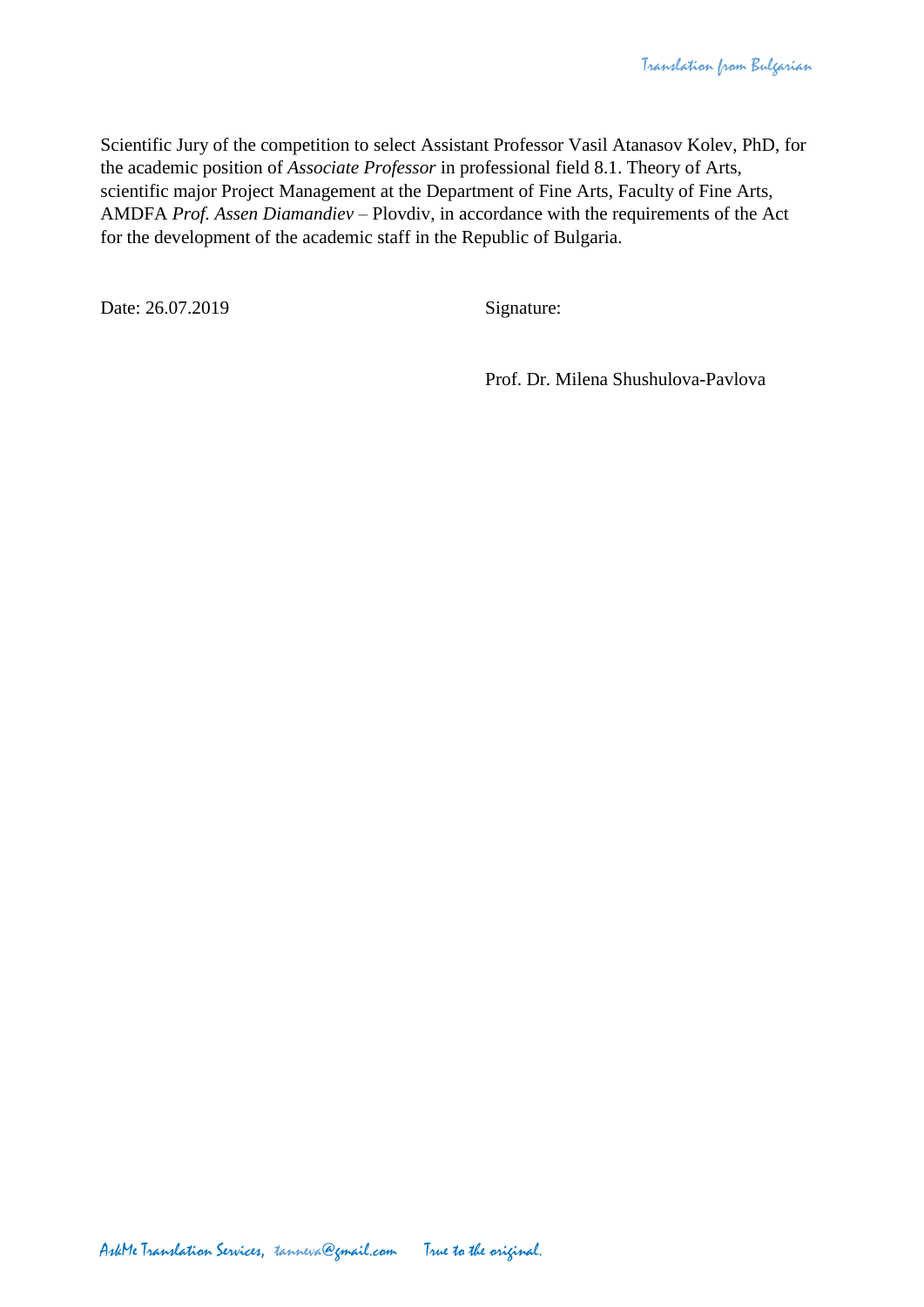Scientific Jury of the competition to select Assistant Professor Vasil Atanasov Kolev, PhD, for the academic position of *Associate Professor* in professional field 8.1. Theory of Arts, scientific major Project Management at the Department of Fine Arts, Faculty of Fine Arts, AMDFA *Prof. Assen Diamandiev* – Plovdiv, in accordance with the requirements of the Act for the development of the academic staff in the Republic of Bulgaria.

Date: 26.07.2019 Signature:

Prof. Dr. Milena Shushulova-Pavlova